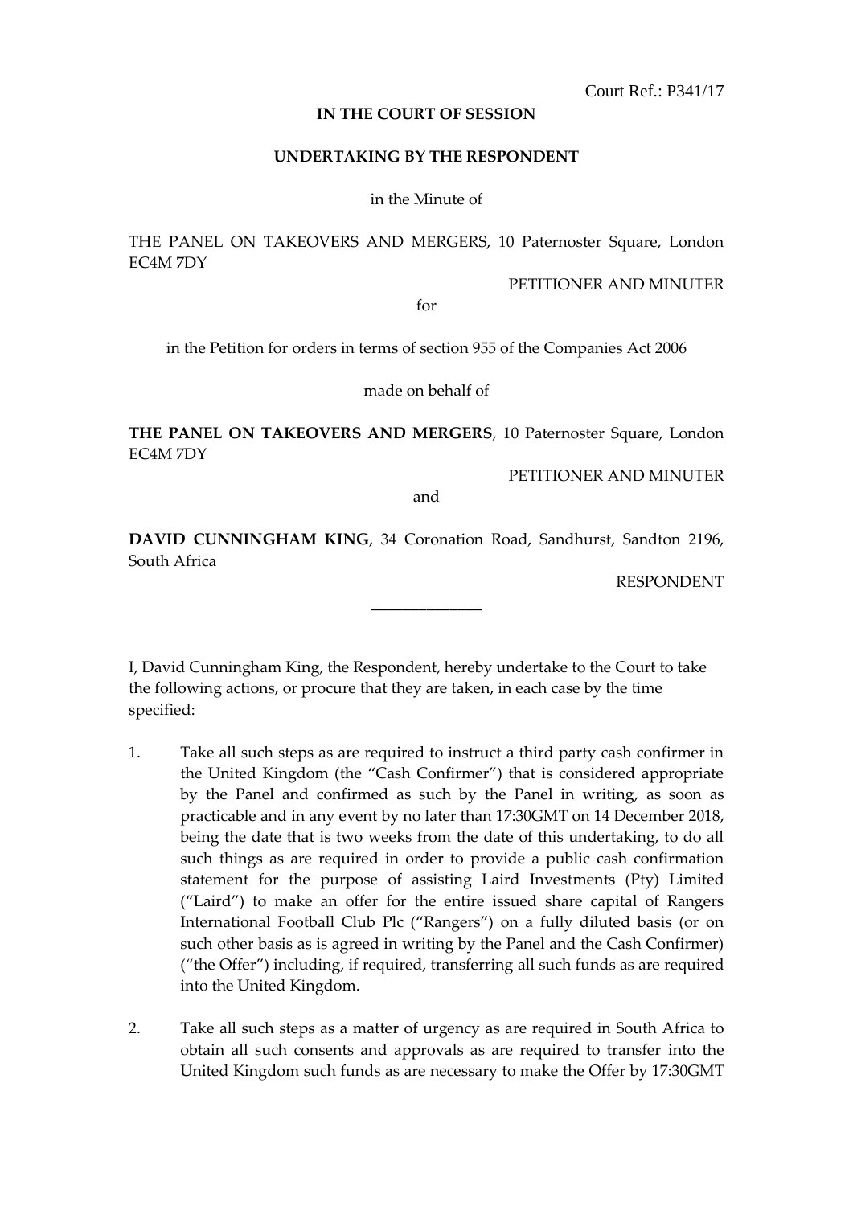Court Ref.: P341/17

**IN THE COURT OF SESSION**

**UNDERTAKING BY THE RESPONDENT**

in the Minute of

THE PANEL ON TAKEOVERS AND MERGERS, 10 Paternoster Square, London EC4M 7DY

PETITIONER AND MINUTER

for

in the Petition for orders in terms of section 955 of the Companies Act 2006

made on behalf of

**THE PANEL ON TAKEOVERS AND MERGERS**, 10 Paternoster Square, London EC4M 7DY

PETITIONER AND MINUTER

and

**DAVID CUNNINGHAM KING**, 34 Coronation Road, Sandhurst, Sandton 2196, South Africa

RESPONDENT

______________

I, David Cunningham King, the Respondent, hereby undertake to the Court to take the following actions, or procure that they are taken, in each case by the time specified:

1. Take all such steps as are required to instruct a third party cash confirmer in the United Kingdom (the "Cash Confirmer") that is considered appropriate by the Panel and confirmed as such by the Panel in writing, as soon as practicable and in any event by no later than 17:30GMT on 14 December 2018, being the date that is two weeks from the date of this undertaking, to do all such things as are required in order to provide a public cash confirmation statement for the purpose of assisting Laird Investments (Pty) Limited ("Laird") to make an offer for the entire issued share capital of Rangers International Football Club Plc ("Rangers") on a fully diluted basis (or on such other basis as is agreed in writing by the Panel and the Cash Confirmer) ("the Offer") including, if required, transferring all such funds as are required into the United Kingdom.

2. Take all such steps as a matter of urgency as are required in South Africa to obtain all such consents and approvals as are required to transfer into the United Kingdom such funds as are necessary to make the Offer by 17:30GMT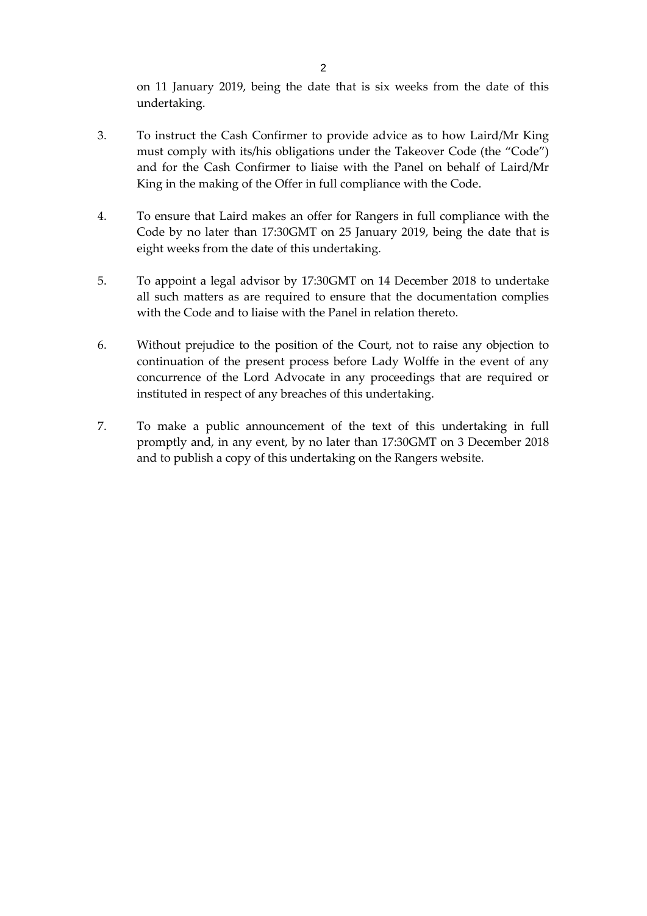on 11 January 2019, being the date that is six weeks from the date of this undertaking.

3. To instruct the Cash Confirmer to provide advice as to how Laird/Mr King must comply with its/his obligations under the Takeover Code (the "Code") and for the Cash Confirmer to liaise with the Panel on behalf of Laird/Mr King in the making of the Offer in full compliance with the Code.

4. To ensure that Laird makes an offer for Rangers in full compliance with the Code by no later than 17:30GMT on 25 January 2019, being the date that is eight weeks from the date of this undertaking.

5. To appoint a legal advisor by 17:30GMT on 14 December 2018 to undertake all such matters as are required to ensure that the documentation complies with the Code and to liaise with the Panel in relation thereto.

6. Without prejudice to the position of the Court, not to raise any objection to continuation of the present process before Lady Wolffe in the event of any concurrence of the Lord Advocate in any proceedings that are required or instituted in respect of any breaches of this undertaking.

7. To make a public announcement of the text of this undertaking in full promptly and, in any event, by no later than 17:30GMT on 3 December 2018 and to publish a copy of this undertaking on the Rangers website.